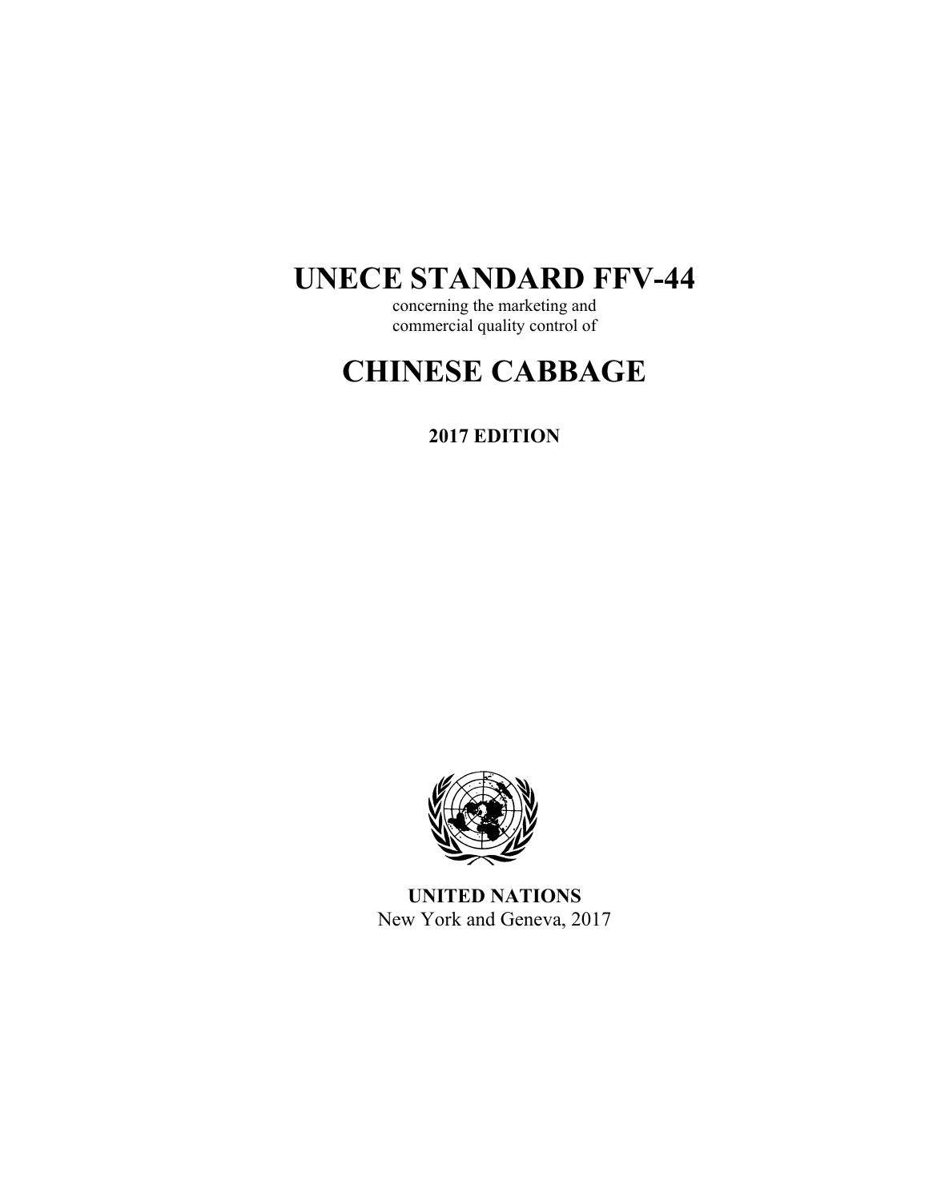# UNECE STANDARD FFV-44

concerning the marketing and
commercial quality control of

# CHINESE CABBAGE

**2017 EDITION**

**UNITED NATIONS**
New York and Geneva, 2017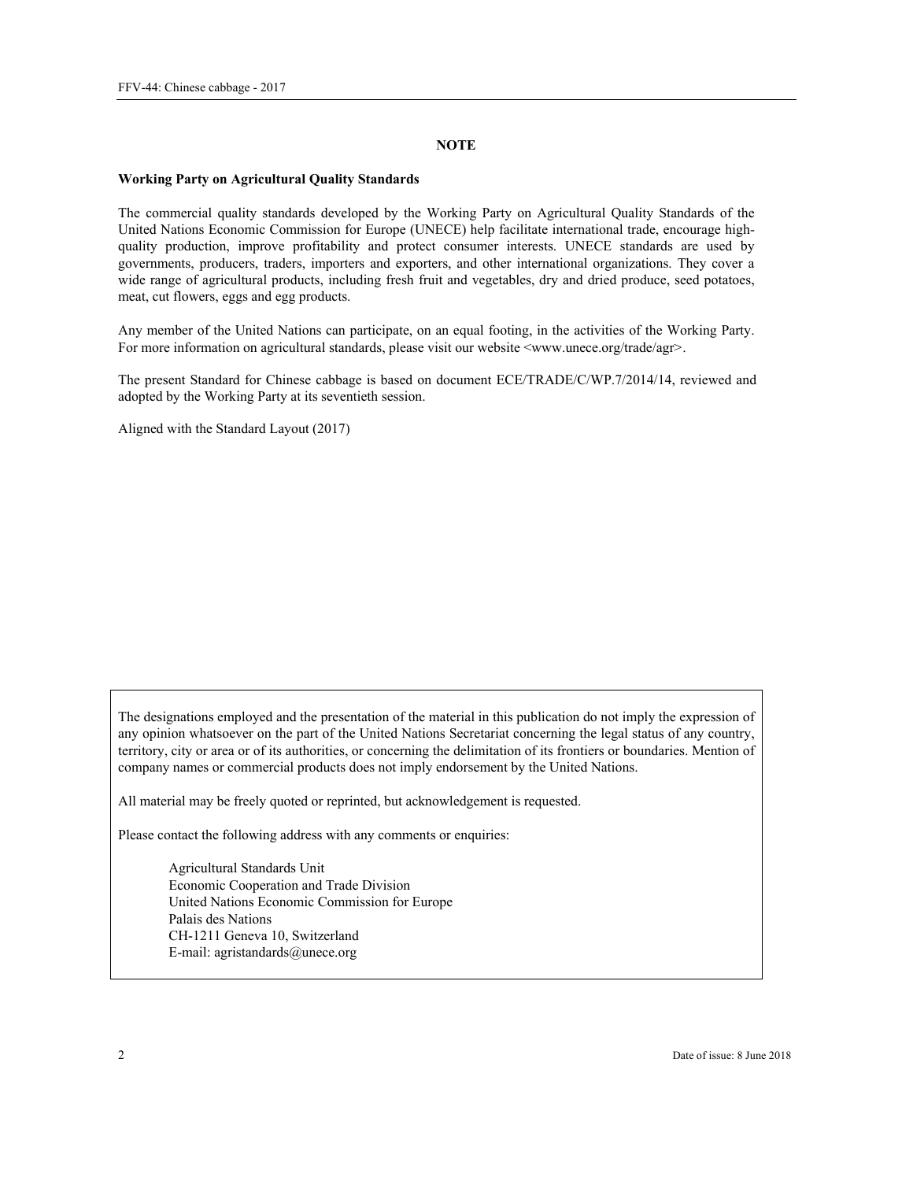# NOTE

**Working Party on Agricultural Quality Standards**

The commercial quality standards developed by the Working Party on Agricultural Quality Standards of the United Nations Economic Commission for Europe (UNECE) help facilitate international trade, encourage high-quality production, improve profitability and protect consumer interests. UNECE standards are used by governments, producers, traders, importers and exporters, and other international organizations. They cover a wide range of agricultural products, including fresh fruit and vegetables, dry and dried produce, seed potatoes, meat, cut flowers, eggs and egg products.

Any member of the United Nations can participate, on an equal footing, in the activities of the Working Party. For more information on agricultural standards, please visit our website <www.unece.org/trade/agr>.

The present Standard for Chinese cabbage is based on document ECE/TRADE/C/WP.7/2014/14, reviewed and adopted by the Working Party at its seventieth session.

Aligned with the Standard Layout (2017)

The designations employed and the presentation of the material in this publication do not imply the expression of any opinion whatsoever on the part of the United Nations Secretariat concerning the legal status of any country, territory, city or area or of its authorities, or concerning the delimitation of its frontiers or boundaries. Mention of company names or commercial products does not imply endorsement by the United Nations.

All material may be freely quoted or reprinted, but acknowledgement is requested.

Please contact the following address with any comments or enquiries:

Agricultural Standards Unit
Economic Cooperation and Trade Division
United Nations Economic Commission for Europe
Palais des Nations
CH-1211 Geneva 10, Switzerland
E-mail: agristandards@unece.org

Date of issue: 8 June 2018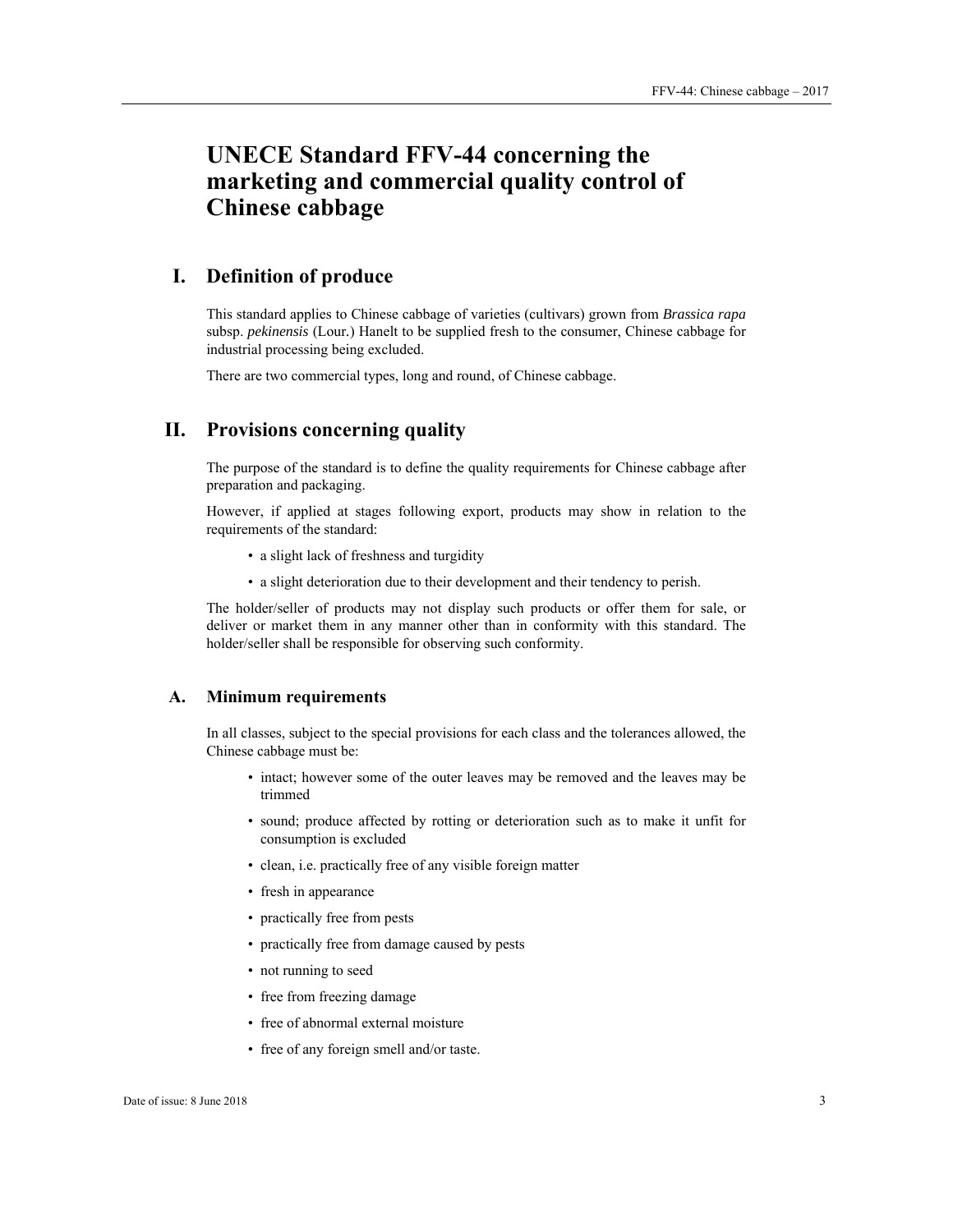# UNECE Standard FFV-44 concerning the marketing and commercial quality control of Chinese cabbage

## I. Definition of produce

This standard applies to Chinese cabbage of varieties (cultivars) grown from *Brassica rapa* subsp. *pekinensis* (Lour.) Hanelt to be supplied fresh to the consumer, Chinese cabbage for industrial processing being excluded.

There are two commercial types, long and round, of Chinese cabbage.

## II. Provisions concerning quality

The purpose of the standard is to define the quality requirements for Chinese cabbage after preparation and packaging.

However, if applied at stages following export, products may show in relation to the requirements of the standard:

- a slight lack of freshness and turgidity
- a slight deterioration due to their development and their tendency to perish.

The holder/seller of products may not display such products or offer them for sale, or deliver or market them in any manner other than in conformity with this standard. The holder/seller shall be responsible for observing such conformity.

### A. Minimum requirements

In all classes, subject to the special provisions for each class and the tolerances allowed, the Chinese cabbage must be:

- intact; however some of the outer leaves may be removed and the leaves may be trimmed
- sound; produce affected by rotting or deterioration such as to make it unfit for consumption is excluded
- clean, i.e. practically free of any visible foreign matter
- fresh in appearance
- practically free from pests
- practically free from damage caused by pests
- not running to seed
- free from freezing damage
- free of abnormal external moisture
- free of any foreign smell and/or taste.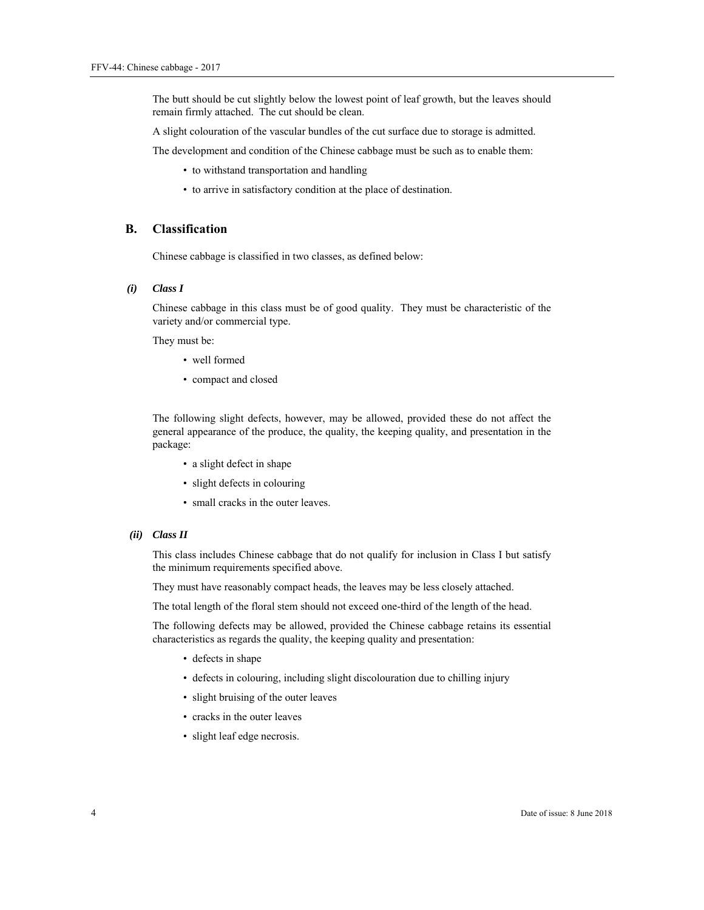The butt should be cut slightly below the lowest point of leaf growth, but the leaves should remain firmly attached. The cut should be clean.

A slight colouration of the vascular bundles of the cut surface due to storage is admitted.

The development and condition of the Chinese cabbage must be such as to enable them:

- to withstand transportation and handling
- to arrive in satisfactory condition at the place of destination.

## B. Classification

Chinese cabbage is classified in two classes, as defined below:

### *(i) Class I*

Chinese cabbage in this class must be of good quality. They must be characteristic of the variety and/or commercial type.

They must be:

- well formed
- compact and closed

The following slight defects, however, may be allowed, provided these do not affect the general appearance of the produce, the quality, the keeping quality, and presentation in the package:

- a slight defect in shape
- slight defects in colouring
- small cracks in the outer leaves.

### *(ii) Class II*

This class includes Chinese cabbage that do not qualify for inclusion in Class I but satisfy the minimum requirements specified above.

They must have reasonably compact heads, the leaves may be less closely attached.

The total length of the floral stem should not exceed one-third of the length of the head.

The following defects may be allowed, provided the Chinese cabbage retains its essential characteristics as regards the quality, the keeping quality and presentation:

- defects in shape
- defects in colouring, including slight discolouration due to chilling injury
- slight bruising of the outer leaves
- cracks in the outer leaves
- slight leaf edge necrosis.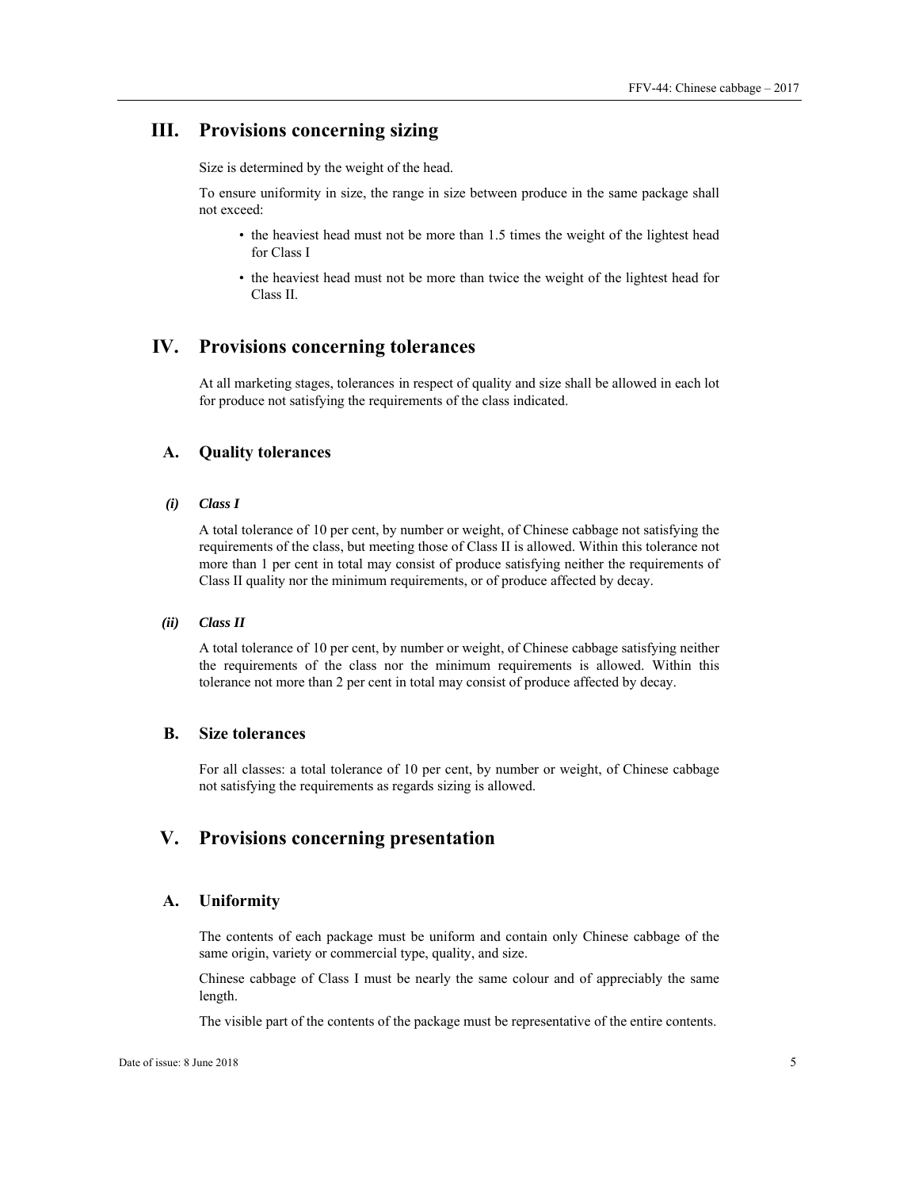# III. Provisions concerning sizing

Size is determined by the weight of the head.

To ensure uniformity in size, the range in size between produce in the same package shall not exceed:

- the heaviest head must not be more than 1.5 times the weight of the lightest head for Class I
- the heaviest head must not be more than twice the weight of the lightest head for Class II.

# IV. Provisions concerning tolerances

At all marketing stages, tolerances in respect of quality and size shall be allowed in each lot for produce not satisfying the requirements of the class indicated.

## A. Quality tolerances

### *(i) Class I*

A total tolerance of 10 per cent, by number or weight, of Chinese cabbage not satisfying the requirements of the class, but meeting those of Class II is allowed. Within this tolerance not more than 1 per cent in total may consist of produce satisfying neither the requirements of Class II quality nor the minimum requirements, or of produce affected by decay.

### *(ii) Class II*

A total tolerance of 10 per cent, by number or weight, of Chinese cabbage satisfying neither the requirements of the class nor the minimum requirements is allowed. Within this tolerance not more than 2 per cent in total may consist of produce affected by decay.

## B. Size tolerances

For all classes: a total tolerance of 10 per cent, by number or weight, of Chinese cabbage not satisfying the requirements as regards sizing is allowed.

# V. Provisions concerning presentation

## A. Uniformity

The contents of each package must be uniform and contain only Chinese cabbage of the same origin, variety or commercial type, quality, and size.

Chinese cabbage of Class I must be nearly the same colour and of appreciably the same length.

The visible part of the contents of the package must be representative of the entire contents.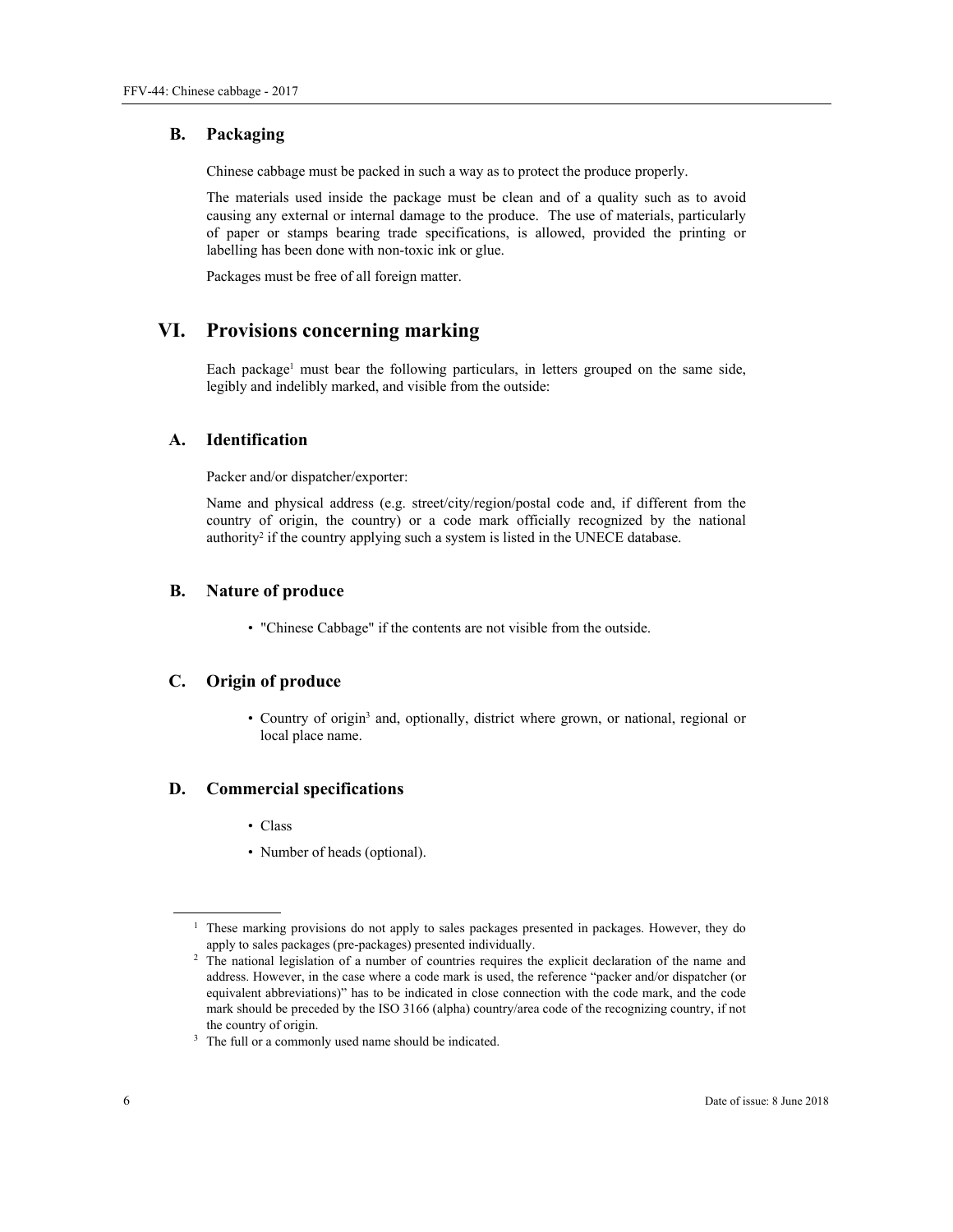### B. Packaging

Chinese cabbage must be packed in such a way as to protect the produce properly.

The materials used inside the package must be clean and of a quality such as to avoid causing any external or internal damage to the produce. The use of materials, particularly of paper or stamps bearing trade specifications, is allowed, provided the printing or labelling has been done with non-toxic ink or glue.

Packages must be free of all foreign matter.

## VI. Provisions concerning marking

Each package[1] must bear the following particulars, in letters grouped on the same side, legibly and indelibly marked, and visible from the outside:

### A. Identification

Packer and/or dispatcher/exporter:

Name and physical address (e.g. street/city/region/postal code and, if different from the country of origin, the country) or a code mark officially recognized by the national authority[2] if the country applying such a system is listed in the UNECE database.

### B. Nature of produce

- "Chinese Cabbage" if the contents are not visible from the outside.

### C. Origin of produce

- Country of origin[3] and, optionally, district where grown, or national, regional or local place name.

### D. Commercial specifications

- Class
- Number of heads (optional).

---

[1] These marking provisions do not apply to sales packages presented in packages. However, they do apply to sales packages (pre-packages) presented individually.

[2] The national legislation of a number of countries requires the explicit declaration of the name and address. However, in the case where a code mark is used, the reference "packer and/or dispatcher (or equivalent abbreviations)" has to be indicated in close connection with the code mark, and the code mark should be preceded by the ISO 3166 (alpha) country/area code of the recognizing country, if not the country of origin.

[3] The full or a commonly used name should be indicated.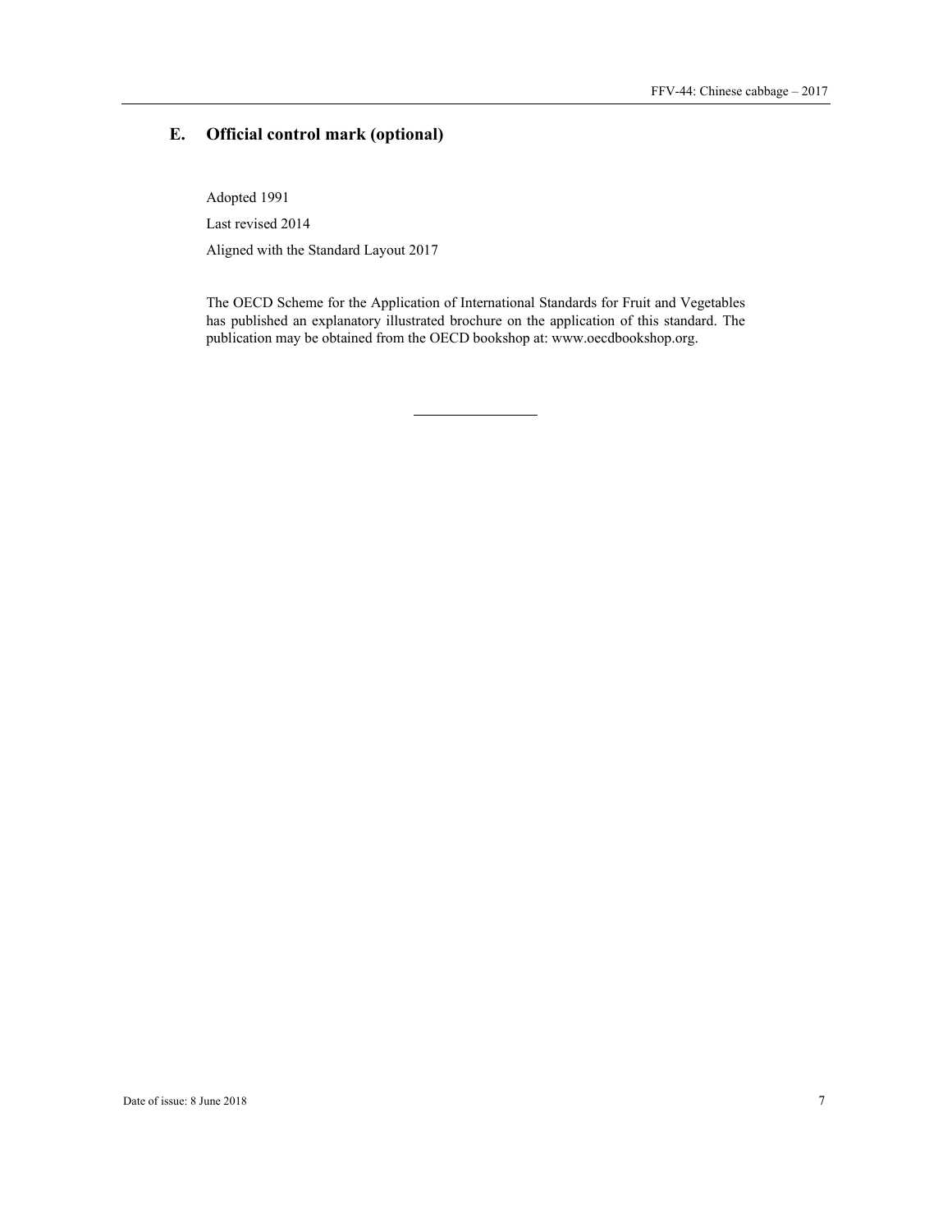## E. Official control mark (optional)

Adopted 1991

Last revised 2014

Aligned with the Standard Layout 2017

The OECD Scheme for the Application of International Standards for Fruit and Vegetables has published an explanatory illustrated brochure on the application of this standard. The publication may be obtained from the OECD bookshop at: www.oecdbookshop.org.